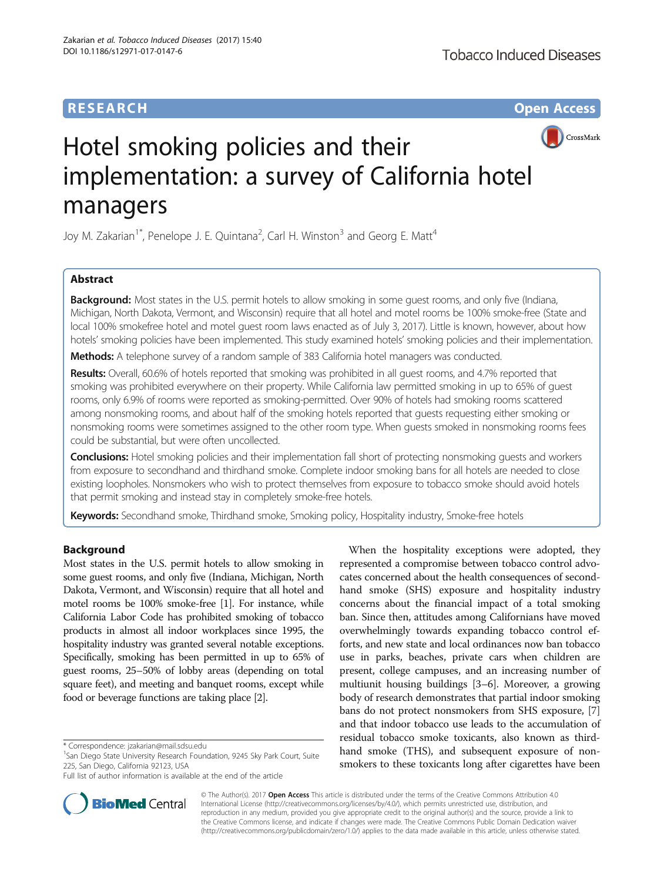**RESEARCH** **Open Access**

# Hotel smoking policies and their implementation: a survey of California hotel managers

Joy M. Zakarian[1*], Penelope J. E. Quintana[2], Carl H. Winston[3] and Georg E. Matt[4]

## Abstract

**Background:** Most states in the U.S. permit hotels to allow smoking in some guest rooms, and only five (Indiana, Michigan, North Dakota, Vermont, and Wisconsin) require that all hotel and motel rooms be 100% smoke-free (State and local 100% smokefree hotel and motel guest room laws enacted as of July 3, 2017). Little is known, however, about how hotels' smoking policies have been implemented. This study examined hotels' smoking policies and their implementation.

**Methods:** A telephone survey of a random sample of 383 California hotel managers was conducted.

**Results:** Overall, 60.6% of hotels reported that smoking was prohibited in all guest rooms, and 4.7% reported that smoking was prohibited everywhere on their property. While California law permitted smoking in up to 65% of guest rooms, only 6.9% of rooms were reported as smoking-permitted. Over 90% of hotels had smoking rooms scattered among nonsmoking rooms, and about half of the smoking hotels reported that guests requesting either smoking or nonsmoking rooms were sometimes assigned to the other room type. When guests smoked in nonsmoking rooms fees could be substantial, but were often uncollected.

**Conclusions:** Hotel smoking policies and their implementation fall short of protecting nonsmoking guests and workers from exposure to secondhand and thirdhand smoke. Complete indoor smoking bans for all hotels are needed to close existing loopholes. Nonsmokers who wish to protect themselves from exposure to tobacco smoke should avoid hotels that permit smoking and instead stay in completely smoke-free hotels.

**Keywords:** Secondhand smoke, Thirdhand smoke, Smoking policy, Hospitality industry, Smoke-free hotels

## Background

Most states in the U.S. permit hotels to allow smoking in some guest rooms, and only five (Indiana, Michigan, North Dakota, Vermont, and Wisconsin) require that all hotel and motel rooms be 100% smoke-free [1]. For instance, while California Labor Code has prohibited smoking of tobacco products in almost all indoor workplaces since 1995, the hospitality industry was granted several notable exceptions. Specifically, smoking has been permitted in up to 65% of guest rooms, 25–50% of lobby areas (depending on total square feet), and meeting and banquet rooms, except while food or beverage functions are taking place [2].

When the hospitality exceptions were adopted, they represented a compromise between tobacco control advocates concerned about the health consequences of secondhand smoke (SHS) exposure and hospitality industry concerns about the financial impact of a total smoking ban. Since then, attitudes among Californians have moved overwhelmingly towards expanding tobacco control efforts, and new state and local ordinances now ban tobacco use in parks, beaches, private cars when children are present, college campuses, and an increasing number of multiunit housing buildings [3–6]. Moreover, a growing body of research demonstrates that partial indoor smoking bans do not protect nonsmokers from SHS exposure, [7] and that indoor tobacco use leads to the accumulation of residual tobacco smoke toxicants, also known as thirdhand smoke (THS), and subsequent exposure of nonsmokers to these toxicants long after cigarettes have been

\* Correspondence: jzakarian@mail.sdsu.edu
[1]San Diego State University Research Foundation, 9245 Sky Park Court, Suite 225, San Diego, California 92123, USA
Full list of author information is available at the end of the article

© The Author(s). 2017 **Open Access** This article is distributed under the terms of the Creative Commons Attribution 4.0 International License (http://creativecommons.org/licenses/by/4.0/), which permits unrestricted use, distribution, and reproduction in any medium, provided you give appropriate credit to the original author(s) and the source, provide a link to the Creative Commons license, and indicate if changes were made. The Creative Commons Public Domain Dedication waiver (http://creativecommons.org/publicdomain/zero/1.0/) applies to the data made available in this article, unless otherwise stated.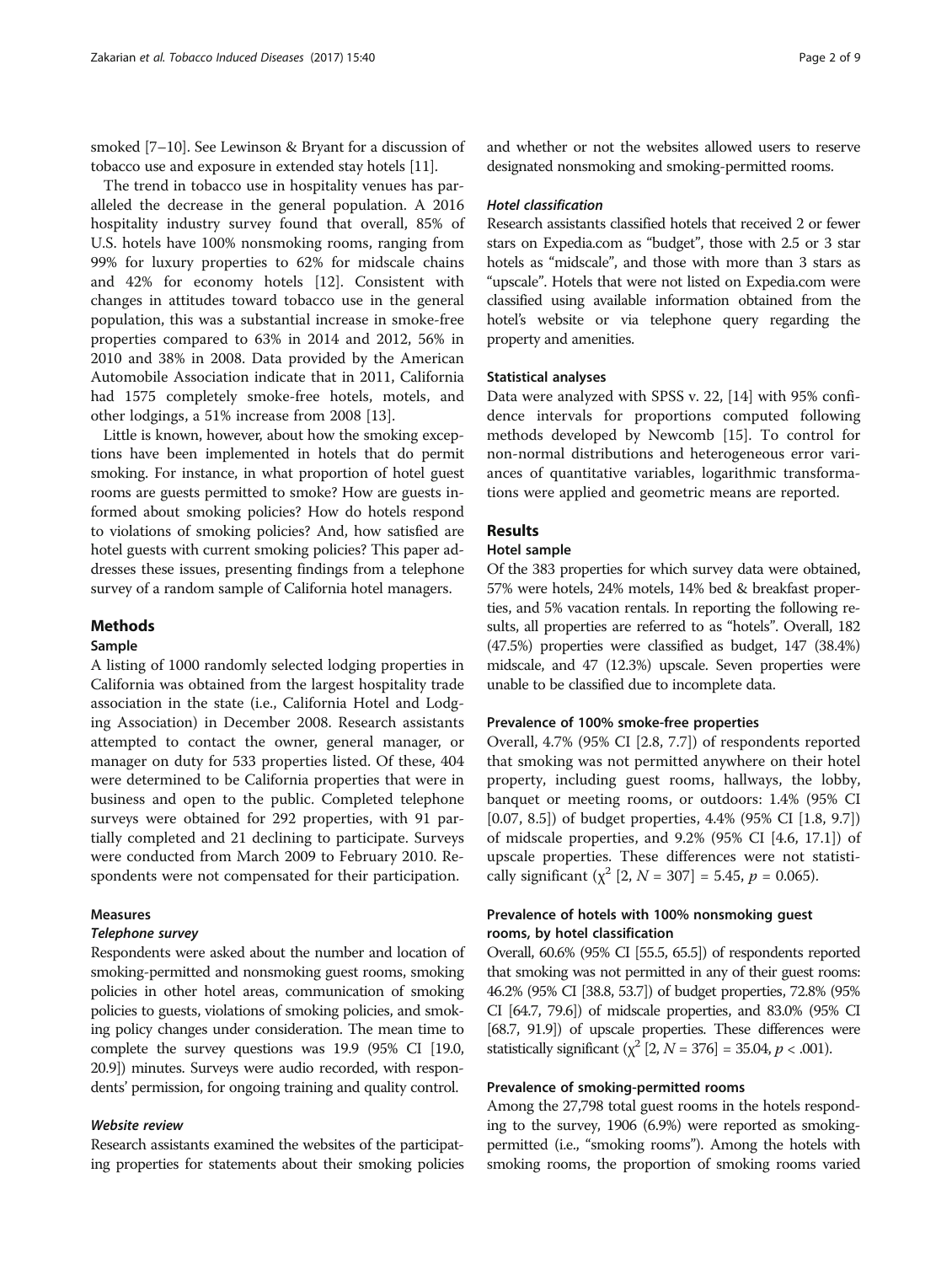smoked [7–10]. See Lewinson & Bryant for a discussion of tobacco use and exposure in extended stay hotels [11].

The trend in tobacco use in hospitality venues has paralleled the decrease in the general population. A 2016 hospitality industry survey found that overall, 85% of U.S. hotels have 100% nonsmoking rooms, ranging from 99% for luxury properties to 62% for midscale chains and 42% for economy hotels [12]. Consistent with changes in attitudes toward tobacco use in the general population, this was a substantial increase in smoke-free properties compared to 63% in 2014 and 2012, 56% in 2010 and 38% in 2008. Data provided by the American Automobile Association indicate that in 2011, California had 1575 completely smoke-free hotels, motels, and other lodgings, a 51% increase from 2008 [13].

Little is known, however, about how the smoking exceptions have been implemented in hotels that do permit smoking. For instance, in what proportion of hotel guest rooms are guests permitted to smoke? How are guests informed about smoking policies? How do hotels respond to violations of smoking policies? And, how satisfied are hotel guests with current smoking policies? This paper addresses these issues, presenting findings from a telephone survey of a random sample of California hotel managers.

## Methods

### Sample

A listing of 1000 randomly selected lodging properties in California was obtained from the largest hospitality trade association in the state (i.e., California Hotel and Lodging Association) in December 2008. Research assistants attempted to contact the owner, general manager, or manager on duty for 533 properties listed. Of these, 404 were determined to be California properties that were in business and open to the public. Completed telephone surveys were obtained for 292 properties, with 91 partially completed and 21 declining to participate. Surveys were conducted from March 2009 to February 2010. Respondents were not compensated for their participation.

### Measures

#### *Telephone survey*

Respondents were asked about the number and location of smoking-permitted and nonsmoking guest rooms, smoking policies in other hotel areas, communication of smoking policies to guests, violations of smoking policies, and smoking policy changes under consideration. The mean time to complete the survey questions was 19.9 (95% CI [19.0, 20.9]) minutes. Surveys were audio recorded, with respondents' permission, for ongoing training and quality control.

#### *Website review*

Research assistants examined the websites of the participating properties for statements about their smoking policies and whether or not the websites allowed users to reserve designated nonsmoking and smoking-permitted rooms.

#### *Hotel classification*

Research assistants classified hotels that received 2 or fewer stars on Expedia.com as "budget", those with 2.5 or 3 star hotels as "midscale", and those with more than 3 stars as "upscale". Hotels that were not listed on Expedia.com were classified using available information obtained from the hotel's website or via telephone query regarding the property and amenities.

### Statistical analyses

Data were analyzed with SPSS v. 22, [14] with 95% confidence intervals for proportions computed following methods developed by Newcomb [15]. To control for non-normal distributions and heterogeneous error variances of quantitative variables, logarithmic transformations were applied and geometric means are reported.

## Results

### Hotel sample

Of the 383 properties for which survey data were obtained, 57% were hotels, 24% motels, 14% bed & breakfast properties, and 5% vacation rentals. In reporting the following results, all properties are referred to as "hotels". Overall, 182 (47.5%) properties were classified as budget, 147 (38.4%) midscale, and 47 (12.3%) upscale. Seven properties were unable to be classified due to incomplete data.

### Prevalence of 100% smoke-free properties

Overall, 4.7% (95% CI [2.8, 7.7]) of respondents reported that smoking was not permitted anywhere on their hotel property, including guest rooms, hallways, the lobby, banquet or meeting rooms, or outdoors: 1.4% (95% CI [0.07, 8.5]) of budget properties, 4.4% (95% CI [1.8, 9.7]) of midscale properties, and 9.2% (95% CI [4.6, 17.1]) of upscale properties. These differences were not statistically significant ($\chi^2$ [2, $N$ = 307] = 5.45, $p$ = 0.065).

### Prevalence of hotels with 100% nonsmoking guest rooms, by hotel classification

Overall, 60.6% (95% CI [55.5, 65.5]) of respondents reported that smoking was not permitted in any of their guest rooms: 46.2% (95% CI [38.8, 53.7]) of budget properties, 72.8% (95% CI [64.7, 79.6]) of midscale properties, and 83.0% (95% CI [68.7, 91.9]) of upscale properties. These differences were statistically significant ($\chi^2$ [2, $N$ = 376] = 35.04, $p$ < .001).

### Prevalence of smoking-permitted rooms

Among the 27,798 total guest rooms in the hotels responding to the survey, 1906 (6.9%) were reported as smoking-permitted (i.e., "smoking rooms"). Among the hotels with smoking rooms, the proportion of smoking rooms varied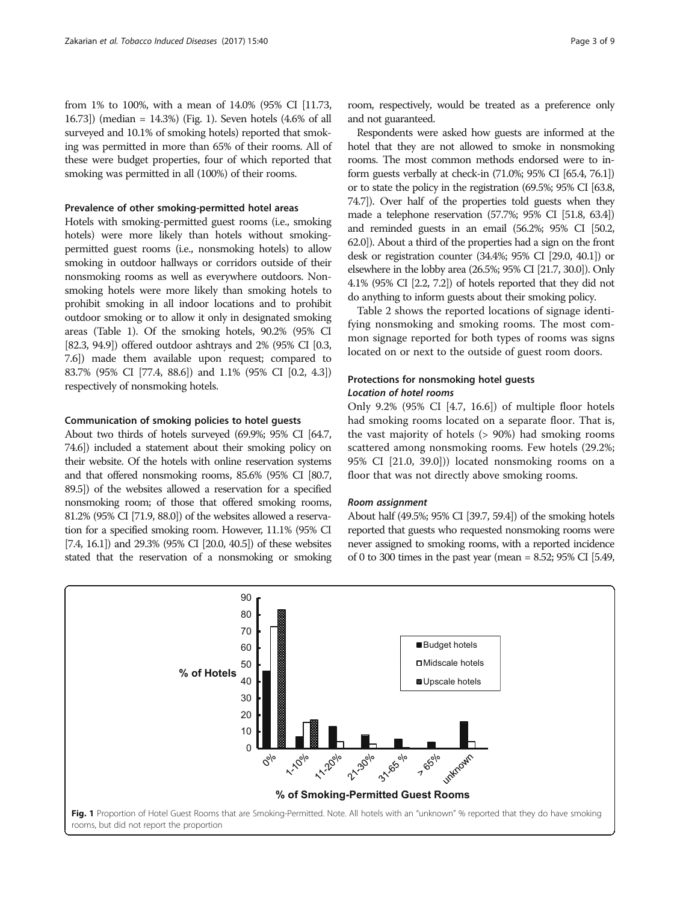from 1% to 100%, with a mean of 14.0% (95% CI [11.73, 16.73]) (median = 14.3%) (Fig. 1). Seven hotels (4.6% of all surveyed and 10.1% of smoking hotels) reported that smoking was permitted in more than 65% of their rooms. All of these were budget properties, four of which reported that smoking was permitted in all (100%) of their rooms.

### Prevalence of other smoking-permitted hotel areas

Hotels with smoking-permitted guest rooms (i.e., smoking hotels) were more likely than hotels without smoking-permitted guest rooms (i.e., nonsmoking hotels) to allow smoking in outdoor hallways or corridors outside of their nonsmoking rooms as well as everywhere outdoors. Nonsmoking hotels were more likely than smoking hotels to prohibit smoking in all indoor locations and to prohibit outdoor smoking or to allow it only in designated smoking areas (Table 1). Of the smoking hotels, 90.2% (95% CI [82.3, 94.9]) offered outdoor ashtrays and 2% (95% CI [0.3, 7.6]) made them available upon request; compared to 83.7% (95% CI [77.4, 88.6]) and 1.1% (95% CI [0.2, 4.3]) respectively of nonsmoking hotels.

### Communication of smoking policies to hotel guests

About two thirds of hotels surveyed (69.9%; 95% CI [64.7, 74.6]) included a statement about their smoking policy on their website. Of the hotels with online reservation systems and that offered nonsmoking rooms, 85.6% (95% CI [80.7, 89.5]) of the websites allowed a reservation for a specified nonsmoking room; of those that offered smoking rooms, 81.2% (95% CI [71.9, 88.0]) of the websites allowed a reservation for a specified smoking room. However, 11.1% (95% CI [7.4, 16.1]) and 29.3% (95% CI [20.0, 40.5]) of these websites stated that the reservation of a nonsmoking or smoking room, respectively, would be treated as a preference only and not guaranteed.

Respondents were asked how guests are informed at the hotel that they are not allowed to smoke in nonsmoking rooms. The most common methods endorsed were to inform guests verbally at check-in (71.0%; 95% CI [65.4, 76.1]) or to state the policy in the registration (69.5%; 95% CI [63.8, 74.7]). Over half of the properties told guests when they made a telephone reservation (57.7%; 95% CI [51.8, 63.4]) and reminded guests in an email (56.2%; 95% CI [50.2, 62.0]). About a third of the properties had a sign on the front desk or registration counter (34.4%; 95% CI [29.0, 40.1]) or elsewhere in the lobby area (26.5%; 95% CI [21.7, 30.0]). Only 4.1% (95% CI [2.2, 7.2]) of hotels reported that they did not do anything to inform guests about their smoking policy.

Table 2 shows the reported locations of signage identifying nonsmoking and smoking rooms. The most common signage reported for both types of rooms was signs located on or next to the outside of guest room doors.

### Protections for nonsmoking hotel guests

#### *Location of hotel rooms*

Only 9.2% (95% CI [4.7, 16.6]) of multiple floor hotels had smoking rooms located on a separate floor. That is, the vast majority of hotels (> 90%) had smoking rooms scattered among nonsmoking rooms. Few hotels (29.2%; 95% CI [21.0, 39.0])) located nonsmoking rooms on a floor that was not directly above smoking rooms.

#### *Room assignment*

About half (49.5%; 95% CI [39.7, 59.4]) of the smoking hotels reported that guests who requested nonsmoking rooms were never assigned to smoking rooms, with a reported incidence of 0 to 300 times in the past year (mean = 8.52; 95% CI [5.49,

**Fig. 1** Proportion of Hotel Guest Rooms that are Smoking-Permitted. Note. All hotels with an "unknown" % reported that they do have smoking rooms, but did not report the proportion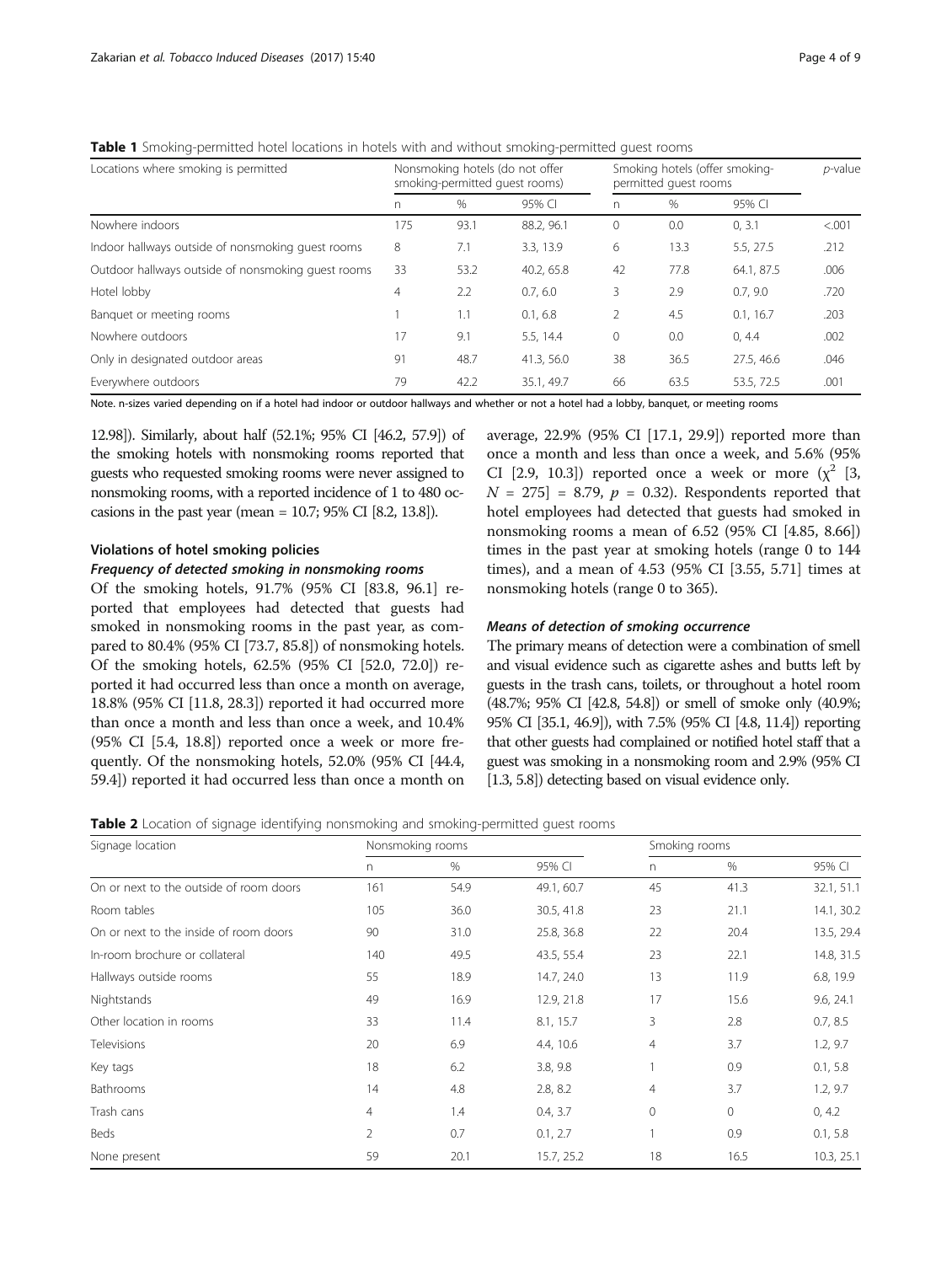**Table 1** Smoking-permitted hotel locations in hotels with and without smoking-permitted guest rooms

| Locations where smoking is permitted | Nonsmoking hotels (do not offer smoking-permitted guest rooms) | | | Smoking hotels (offer smoking-permitted guest rooms | | | *p*-value |
|---|---|---|---|---|---|---|---|
| | n | % | 95% CI | n | % | 95% CI | |
| Nowhere indoors | 175 | 93.1 | 88.2, 96.1 | 0 | 0.0 | 0, 3.1 | <.001 |
| Indoor hallways outside of nonsmoking guest rooms | 8 | 7.1 | 3.3, 13.9 | 6 | 13.3 | 5.5, 27.5 | .212 |
| Outdoor hallways outside of nonsmoking guest rooms | 33 | 53.2 | 40.2, 65.8 | 42 | 77.8 | 64.1, 87.5 | .006 |
| Hotel lobby | 4 | 2.2 | 0.7, 6.0 | 3 | 2.9 | 0.7, 9.0 | .720 |
| Banquet or meeting rooms | 1 | 1.1 | 0.1, 6.8 | 2 | 4.5 | 0.1, 16.7 | .203 |
| Nowhere outdoors | 17 | 9.1 | 5.5, 14.4 | 0 | 0.0 | 0, 4.4 | .002 |
| Only in designated outdoor areas | 91 | 48.7 | 41.3, 56.0 | 38 | 36.5 | 27.5, 46.6 | .046 |
| Everywhere outdoors | 79 | 42.2 | 35.1, 49.7 | 66 | 63.5 | 53.5, 72.5 | .001 |

Note. n-sizes varied depending on if a hotel had indoor or outdoor hallways and whether or not a hotel had a lobby, banquet, or meeting rooms

12.98]). Similarly, about half (52.1%; 95% CI [46.2, 57.9]) of the smoking hotels with nonsmoking rooms reported that guests who requested smoking rooms were never assigned to nonsmoking rooms, with a reported incidence of 1 to 480 occasions in the past year (mean = 10.7; 95% CI [8.2, 13.8]).

## Violations of hotel smoking policies

### *Frequency of detected smoking in nonsmoking rooms*

Of the smoking hotels, 91.7% (95% CI [83.8, 96.1] reported that employees had detected that guests had smoked in nonsmoking rooms in the past year, as compared to 80.4% (95% CI [73.7, 85.8]) of nonsmoking hotels. Of the smoking hotels, 62.5% (95% CI [52.0, 72.0]) reported it had occurred less than once a month on average, 18.8% (95% CI [11.8, 28.3]) reported it had occurred more than once a month and less than once a week, and 10.4% (95% CI [5.4, 18.8]) reported once a week or more frequently. Of the nonsmoking hotels, 52.0% (95% CI [44.4, 59.4]) reported it had occurred less than once a month on average, 22.9% (95% CI [17.1, 29.9]) reported more than once a month and less than once a week, and 5.6% (95% CI [2.9, 10.3]) reported once a week or more ($\chi^2$ [3, $N$ = 275] = 8.79, $p$ = 0.32). Respondents reported that hotel employees had detected that guests had smoked in nonsmoking rooms a mean of 6.52 (95% CI [4.85, 8.66]) times in the past year at smoking hotels (range 0 to 144 times), and a mean of 4.53 (95% CI [3.55, 5.71] times at nonsmoking hotels (range 0 to 365).

### *Means of detection of smoking occurrence*

The primary means of detection were a combination of smell and visual evidence such as cigarette ashes and butts left by guests in the trash cans, toilets, or throughout a hotel room (48.7%; 95% CI [42.8, 54.8]) or smell of smoke only (40.9%; 95% CI [35.1, 46.9]), with 7.5% (95% CI [4.8, 11.4]) reporting that other guests had complained or notified hotel staff that a guest was smoking in a nonsmoking room and 2.9% (95% CI [1.3, 5.8]) detecting based on visual evidence only.

**Table 2** Location of signage identifying nonsmoking and smoking-permitted guest rooms

| Signage location | Nonsmoking rooms | | | Smoking rooms | | |
|---|---|---|---|---|---|---|
| | n | % | 95% CI | n | % | 95% CI |
| On or next to the outside of room doors | 161 | 54.9 | 49.1, 60.7 | 45 | 41.3 | 32.1, 51.1 |
| Room tables | 105 | 36.0 | 30.5, 41.8 | 23 | 21.1 | 14.1, 30.2 |
| On or next to the inside of room doors | 90 | 31.0 | 25.8, 36.8 | 22 | 20.4 | 13.5, 29.4 |
| In-room brochure or collateral | 140 | 49.5 | 43.5, 55.4 | 23 | 22.1 | 14.8, 31.5 |
| Hallways outside rooms | 55 | 18.9 | 14.7, 24.0 | 13 | 11.9 | 6.8, 19.9 |
| Nightstands | 49 | 16.9 | 12.9, 21.8 | 17 | 15.6 | 9.6, 24.1 |
| Other location in rooms | 33 | 11.4 | 8.1, 15.7 | 3 | 2.8 | 0.7, 8.5 |
| Televisions | 20 | 6.9 | 4.4, 10.6 | 4 | 3.7 | 1.2, 9.7 |
| Key tags | 18 | 6.2 | 3.8, 9.8 | 1 | 0.9 | 0.1, 5.8 |
| Bathrooms | 14 | 4.8 | 2.8, 8.2 | 4 | 3.7 | 1.2, 9.7 |
| Trash cans | 4 | 1.4 | 0.4, 3.7 | 0 | 0 | 0, 4.2 |
| Beds | 2 | 0.7 | 0.1, 2.7 | 1 | 0.9 | 0.1, 5.8 |
| None present | 59 | 20.1 | 15.7, 25.2 | 18 | 16.5 | 10.3, 25.1 |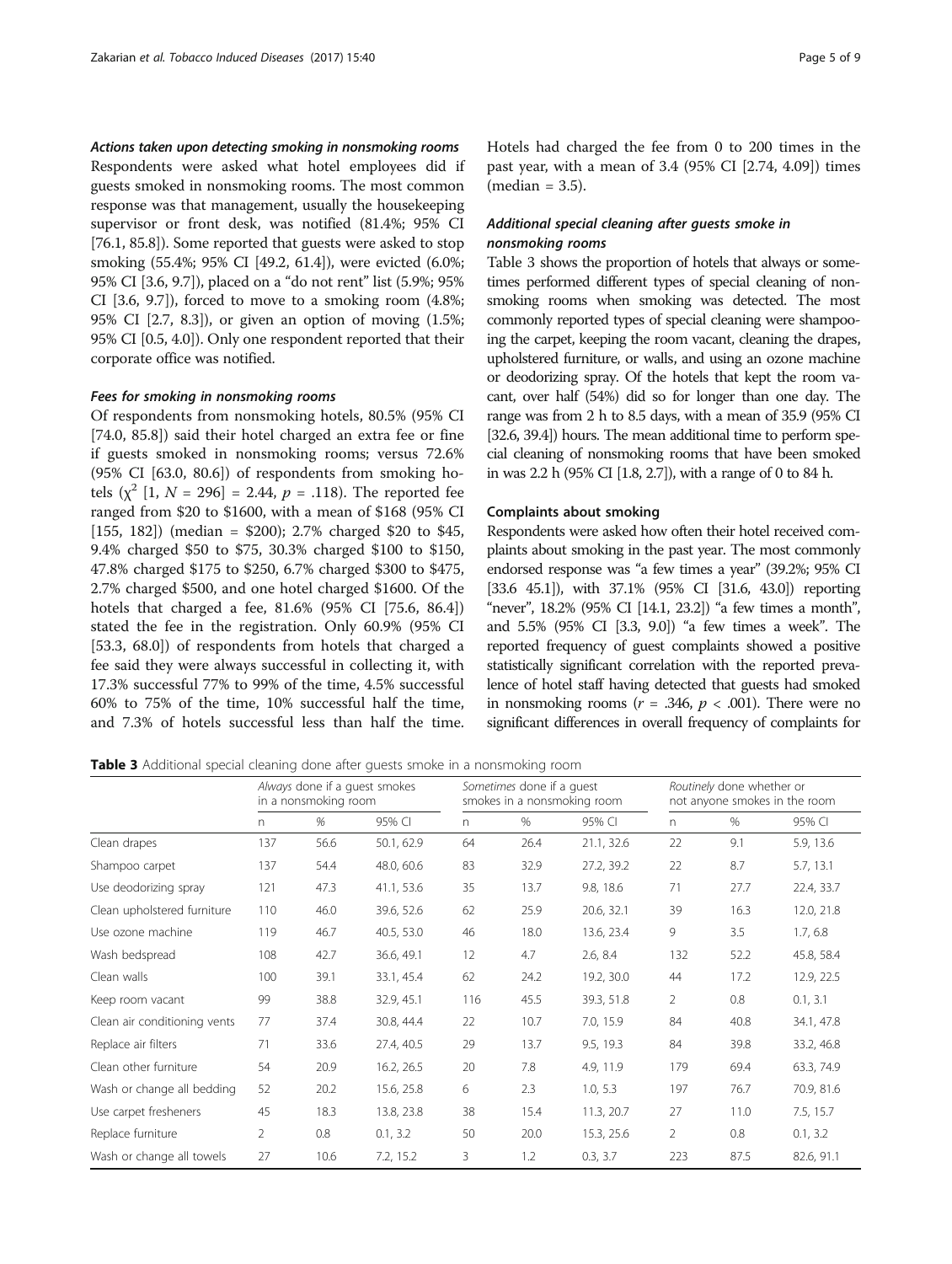#### *Actions taken upon detecting smoking in nonsmoking rooms*

Respondents were asked what hotel employees did if guests smoked in nonsmoking rooms. The most common response was that management, usually the housekeeping supervisor or front desk, was notified (81.4%; 95% CI [76.1, 85.8]). Some reported that guests were asked to stop smoking (55.4%; 95% CI [49.2, 61.4]), were evicted (6.0%; 95% CI [3.6, 9.7]), placed on a "do not rent" list (5.9%; 95% CI [3.6, 9.7]), forced to move to a smoking room (4.8%; 95% CI [2.7, 8.3]), or given an option of moving (1.5%; 95% CI [0.5, 4.0]). Only one respondent reported that their corporate office was notified.

#### *Fees for smoking in nonsmoking rooms*

Of respondents from nonsmoking hotels, 80.5% (95% CI [74.0, 85.8]) said their hotel charged an extra fee or fine if guests smoked in nonsmoking rooms; versus 72.6% (95% CI [63.0, 80.6]) of respondents from smoking hotels ($\chi^2$ [1, $N$ = 296] = 2.44, $p$ = .118). The reported fee ranged from $20 to $1600, with a mean of $168 (95% CI [155, 182]) (median = $200); 2.7% charged $20 to $45, 9.4% charged $50 to $75, 30.3% charged $100 to $150, 47.8% charged $175 to $250, 6.7% charged $300 to $475, 2.7% charged $500, and one hotel charged $1600. Of the hotels that charged a fee, 81.6% (95% CI [75.6, 86.4]) stated the fee in the registration. Only 60.9% (95% CI [53.3, 68.0]) of respondents from hotels that charged a fee said they were always successful in collecting it, with 17.3% successful 77% to 99% of the time, 4.5% successful 60% to 75% of the time, 10% successful half the time, and 7.3% of hotels successful less than half the time. Hotels had charged the fee from 0 to 200 times in the past year, with a mean of 3.4 (95% CI [2.74, 4.09]) times (median = 3.5).

#### *Additional special cleaning after guests smoke in nonsmoking rooms*

Table 3 shows the proportion of hotels that always or sometimes performed different types of special cleaning of nonsmoking rooms when smoking was detected. The most commonly reported types of special cleaning were shampooing the carpet, keeping the room vacant, cleaning the drapes, upholstered furniture, or walls, and using an ozone machine or deodorizing spray. Of the hotels that kept the room vacant, over half (54%) did so for longer than one day. The range was from 2 h to 8.5 days, with a mean of 35.9 (95% CI [32.6, 39.4]) hours. The mean additional time to perform special cleaning of nonsmoking rooms that have been smoked in was 2.2 h (95% CI [1.8, 2.7]), with a range of 0 to 84 h.

### Complaints about smoking

Respondents were asked how often their hotel received complaints about smoking in the past year. The most commonly endorsed response was "a few times a year" (39.2%; 95% CI [33.6 45.1]), with 37.1% (95% CI [31.6, 43.0]) reporting "never", 18.2% (95% CI [14.1, 23.2]) "a few times a month", and 5.5% (95% CI [3.3, 9.0]) "a few times a week". The reported frequency of guest complaints showed a positive statistically significant correlation with the reported prevalence of hotel staff having detected that guests had smoked in nonsmoking rooms ($r$ = .346, $p$ < .001). There were no significant differences in overall frequency of complaints for

**Table 3** Additional special cleaning done after guests smoke in a nonsmoking room

| | *Always* done if a guest smokes in a nonsmoking room | | | *Sometimes* done if a guest smokes in a nonsmoking room | | | *Routinely* done whether or not anyone smokes in the room | | |
|---|---|---|---|---|---|---|---|---|---|
| | n | % | 95% CI | n | % | 95% CI | n | % | 95% CI |
| Clean drapes | 137 | 56.6 | 50.1, 62.9 | 64 | 26.4 | 21.1, 32.6 | 22 | 9.1 | 5.9, 13.6 |
| Shampoo carpet | 137 | 54.4 | 48.0, 60.6 | 83 | 32.9 | 27.2, 39.2 | 22 | 8.7 | 5.7, 13.1 |
| Use deodorizing spray | 121 | 47.3 | 41.1, 53.6 | 35 | 13.7 | 9.8, 18.6 | 71 | 27.7 | 22.4, 33.7 |
| Clean upholstered furniture | 110 | 46.0 | 39.6, 52.6 | 62 | 25.9 | 20.6, 32.1 | 39 | 16.3 | 12.0, 21.8 |
| Use ozone machine | 119 | 46.7 | 40.5, 53.0 | 46 | 18.0 | 13.6, 23.4 | 9 | 3.5 | 1.7, 6.8 |
| Wash bedspread | 108 | 42.7 | 36.6, 49.1 | 12 | 4.7 | 2.6, 8.4 | 132 | 52.2 | 45.8, 58.4 |
| Clean walls | 100 | 39.1 | 33.1, 45.4 | 62 | 24.2 | 19.2, 30.0 | 44 | 17.2 | 12.9, 22.5 |
| Keep room vacant | 99 | 38.8 | 32.9, 45.1 | 116 | 45.5 | 39.3, 51.8 | 2 | 0.8 | 0.1, 3.1 |
| Clean air conditioning vents | 77 | 37.4 | 30.8, 44.4 | 22 | 10.7 | 7.0, 15.9 | 84 | 40.8 | 34.1, 47.8 |
| Replace air filters | 71 | 33.6 | 27.4, 40.5 | 29 | 13.7 | 9.5, 19.3 | 84 | 39.8 | 33.2, 46.8 |
| Clean other furniture | 54 | 20.9 | 16.2, 26.5 | 20 | 7.8 | 4.9, 11.9 | 179 | 69.4 | 63.3, 74.9 |
| Wash or change all bedding | 52 | 20.2 | 15.6, 25.8 | 6 | 2.3 | 1.0, 5.3 | 197 | 76.7 | 70.9, 81.6 |
| Use carpet fresheners | 45 | 18.3 | 13.8, 23.8 | 38 | 15.4 | 11.3, 20.7 | 27 | 11.0 | 7.5, 15.7 |
| Replace furniture | 2 | 0.8 | 0.1, 3.2 | 50 | 20.0 | 15.3, 25.6 | 2 | 0.8 | 0.1, 3.2 |
| Wash or change all towels | 27 | 10.6 | 7.2, 15.2 | 3 | 1.2 | 0.3, 3.7 | 223 | 87.5 | 82.6, 91.1 |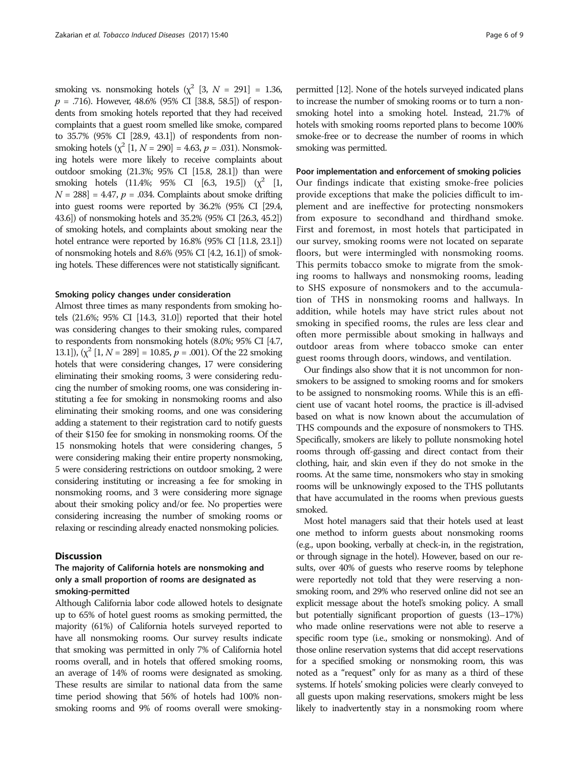smoking vs. nonsmoking hotels ($\chi^2$ [3, $N$ = 291] = 1.36, $p$ = .716). However, 48.6% (95% CI [38.8, 58.5]) of respondents from smoking hotels reported that they had received complaints that a guest room smelled like smoke, compared to 35.7% (95% CI [28.9, 43.1]) of respondents from nonsmoking hotels ($\chi^2$ [1, $N$ = 290] = 4.63, $p$ = .031). Nonsmoking hotels were more likely to receive complaints about outdoor smoking (21.3%; 95% CI [15.8, 28.1]) than were smoking hotels (11.4%; 95% CI [6.3, 19.5]) ($\chi^2$ [1, $N$ = 288] = 4.47, $p$ = .034. Complaints about smoke drifting into guest rooms were reported by 36.2% (95% CI [29.4, 43.6]) of nonsmoking hotels and 35.2% (95% CI [26.3, 45.2]) of smoking hotels, and complaints about smoking near the hotel entrance were reported by 16.8% (95% CI [11.8, 23.1]) of nonsmoking hotels and 8.6% (95% CI [4.2, 16.1]) of smoking hotels. These differences were not statistically significant.

#### Smoking policy changes under consideration

Almost three times as many respondents from smoking hotels (21.6%; 95% CI [14.3, 31.0]) reported that their hotel was considering changes to their smoking rules, compared to respondents from nonsmoking hotels (8.0%; 95% CI [4.7, 13.1]), ($\chi^2$ [1, $N$ = 289] = 10.85, $p$ = .001). Of the 22 smoking hotels that were considering changes, 17 were considering eliminating their smoking rooms, 3 were considering reducing the number of smoking rooms, one was considering instituting a fee for smoking in nonsmoking rooms and also eliminating their smoking rooms, and one was considering adding a statement to their registration card to notify guests of their $150 fee for smoking in nonsmoking rooms. Of the 15 nonsmoking hotels that were considering changes, 5 were considering making their entire property nonsmoking, 5 were considering restrictions on outdoor smoking, 2 were considering instituting or increasing a fee for smoking in nonsmoking rooms, and 3 were considering more signage about their smoking policy and/or fee. No properties were considering increasing the number of smoking rooms or relaxing or rescinding already enacted nonsmoking policies.

## Discussion

### The majority of California hotels are nonsmoking and only a small proportion of rooms are designated as smoking-permitted

Although California labor code allowed hotels to designate up to 65% of hotel guest rooms as smoking permitted, the majority (61%) of California hotels surveyed reported to have all nonsmoking rooms. Our survey results indicate that smoking was permitted in only 7% of California hotel rooms overall, and in hotels that offered smoking rooms, an average of 14% of rooms were designated as smoking. These results are similar to national data from the same time period showing that 56% of hotels had 100% nonsmoking rooms and 9% of rooms overall were smoking-permitted [12]. None of the hotels surveyed indicated plans to increase the number of smoking rooms or to turn a nonsmoking hotel into a smoking hotel. Instead, 21.7% of hotels with smoking rooms reported plans to become 100% smoke-free or to decrease the number of rooms in which smoking was permitted.

### Poor implementation and enforcement of smoking policies

Our findings indicate that existing smoke-free policies provide exceptions that make the policies difficult to implement and are ineffective for protecting nonsmokers from exposure to secondhand and thirdhand smoke. First and foremost, in most hotels that participated in our survey, smoking rooms were not located on separate floors, but were intermingled with nonsmoking rooms. This permits tobacco smoke to migrate from the smoking rooms to hallways and nonsmoking rooms, leading to SHS exposure of nonsmokers and to the accumulation of THS in nonsmoking rooms and hallways. In addition, while hotels may have strict rules about not smoking in specified rooms, the rules are less clear and often more permissible about smoking in hallways and outdoor areas from where tobacco smoke can enter guest rooms through doors, windows, and ventilation.

Our findings also show that it is not uncommon for nonsmokers to be assigned to smoking rooms and for smokers to be assigned to nonsmoking rooms. While this is an efficient use of vacant hotel rooms, the practice is ill-advised based on what is now known about the accumulation of THS compounds and the exposure of nonsmokers to THS. Specifically, smokers are likely to pollute nonsmoking hotel rooms through off-gassing and direct contact from their clothing, hair, and skin even if they do not smoke in the rooms. At the same time, nonsmokers who stay in smoking rooms will be unknowingly exposed to the THS pollutants that have accumulated in the rooms when previous guests smoked.

Most hotel managers said that their hotels used at least one method to inform guests about nonsmoking rooms (e.g., upon booking, verbally at check-in, in the registration, or through signage in the hotel). However, based on our results, over 40% of guests who reserve rooms by telephone were reportedly not told that they were reserving a nonsmoking room, and 29% who reserved online did not see an explicit message about the hotel's smoking policy. A small but potentially significant proportion of guests (13–17%) who made online reservations were not able to reserve a specific room type (i.e., smoking or nonsmoking). And of those online reservation systems that did accept reservations for a specified smoking or nonsmoking room, this was noted as a "request" only for as many as a third of these systems. If hotels' smoking policies were clearly conveyed to all guests upon making reservations, smokers might be less likely to inadvertently stay in a nonsmoking room where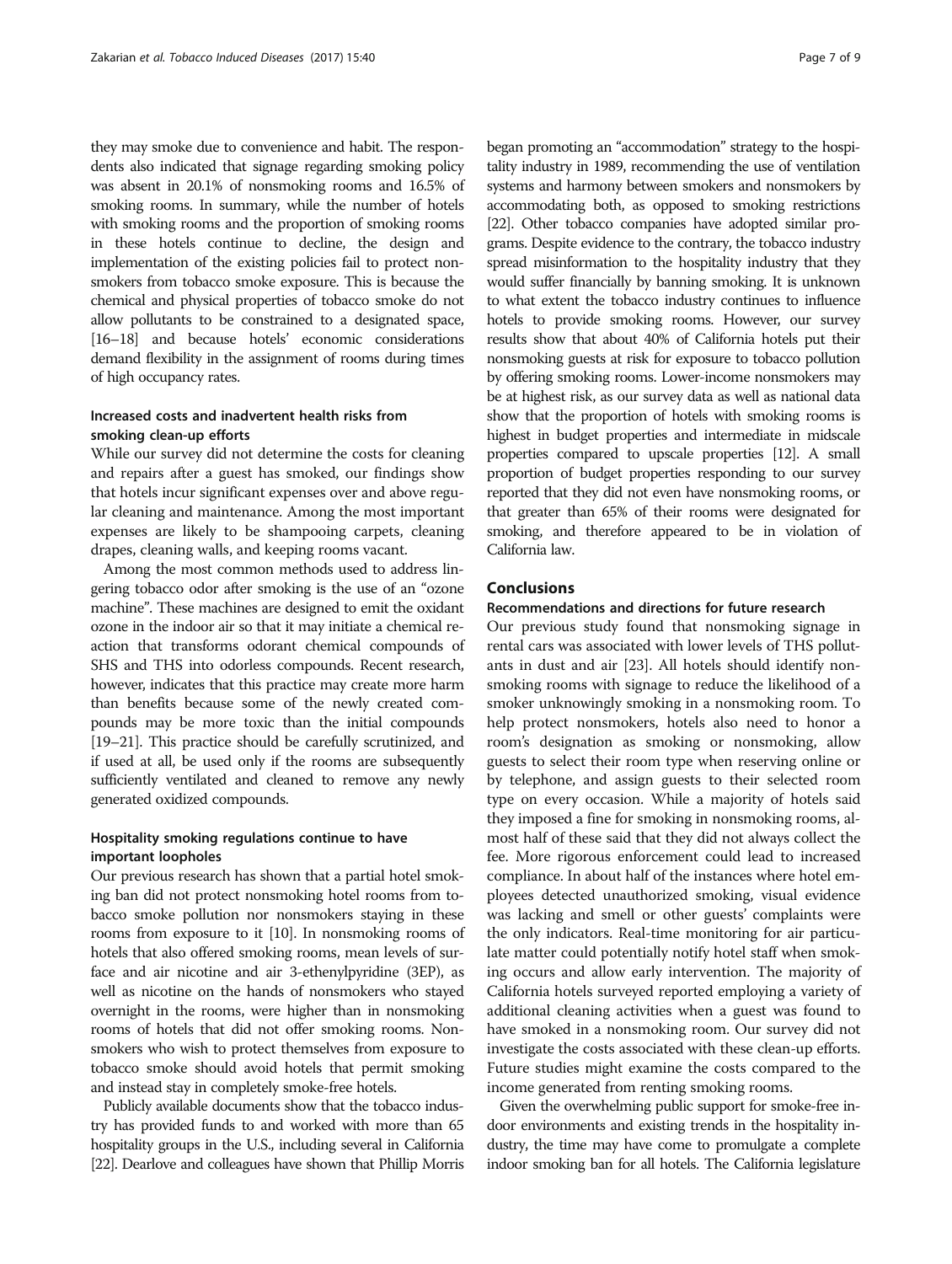they may smoke due to convenience and habit. The respondents also indicated that signage regarding smoking policy was absent in 20.1% of nonsmoking rooms and 16.5% of smoking rooms. In summary, while the number of hotels with smoking rooms and the proportion of smoking rooms in these hotels continue to decline, the design and implementation of the existing policies fail to protect nonsmokers from tobacco smoke exposure. This is because the chemical and physical properties of tobacco smoke do not allow pollutants to be constrained to a designated space, [16–18] and because hotels' economic considerations demand flexibility in the assignment of rooms during times of high occupancy rates.

### Increased costs and inadvertent health risks from smoking clean-up efforts

While our survey did not determine the costs for cleaning and repairs after a guest has smoked, our findings show that hotels incur significant expenses over and above regular cleaning and maintenance. Among the most important expenses are likely to be shampooing carpets, cleaning drapes, cleaning walls, and keeping rooms vacant.

Among the most common methods used to address lingering tobacco odor after smoking is the use of an "ozone machine". These machines are designed to emit the oxidant ozone in the indoor air so that it may initiate a chemical reaction that transforms odorant chemical compounds of SHS and THS into odorless compounds. Recent research, however, indicates that this practice may create more harm than benefits because some of the newly created compounds may be more toxic than the initial compounds [19–21]. This practice should be carefully scrutinized, and if used at all, be used only if the rooms are subsequently sufficiently ventilated and cleaned to remove any newly generated oxidized compounds.

### Hospitality smoking regulations continue to have important loopholes

Our previous research has shown that a partial hotel smoking ban did not protect nonsmoking hotel rooms from tobacco smoke pollution nor nonsmokers staying in these rooms from exposure to it [10]. In nonsmoking rooms of hotels that also offered smoking rooms, mean levels of surface and air nicotine and air 3-ethenylpyridine (3EP), as well as nicotine on the hands of nonsmokers who stayed overnight in the rooms, were higher than in nonsmoking rooms of hotels that did not offer smoking rooms. Nonsmokers who wish to protect themselves from exposure to tobacco smoke should avoid hotels that permit smoking and instead stay in completely smoke-free hotels.

Publicly available documents show that the tobacco industry has provided funds to and worked with more than 65 hospitality groups in the U.S., including several in California [22]. Dearlove and colleagues have shown that Phillip Morris began promoting an "accommodation" strategy to the hospitality industry in 1989, recommending the use of ventilation systems and harmony between smokers and nonsmokers by accommodating both, as opposed to smoking restrictions [22]. Other tobacco companies have adopted similar programs. Despite evidence to the contrary, the tobacco industry spread misinformation to the hospitality industry that they would suffer financially by banning smoking. It is unknown to what extent the tobacco industry continues to influence hotels to provide smoking rooms. However, our survey results show that about 40% of California hotels put their nonsmoking guests at risk for exposure to tobacco pollution by offering smoking rooms. Lower-income nonsmokers may be at highest risk, as our survey data as well as national data show that the proportion of hotels with smoking rooms is highest in budget properties and intermediate in midscale properties compared to upscale properties [12]. A small proportion of budget properties responding to our survey reported that they did not even have nonsmoking rooms, or that greater than 65% of their rooms were designated for smoking, and therefore appeared to be in violation of California law.

## Conclusions

### Recommendations and directions for future research

Our previous study found that nonsmoking signage in rental cars was associated with lower levels of THS pollutants in dust and air [23]. All hotels should identify nonsmoking rooms with signage to reduce the likelihood of a smoker unknowingly smoking in a nonsmoking room. To help protect nonsmokers, hotels also need to honor a room's designation as smoking or nonsmoking, allow guests to select their room type when reserving online or by telephone, and assign guests to their selected room type on every occasion. While a majority of hotels said they imposed a fine for smoking in nonsmoking rooms, almost half of these said that they did not always collect the fee. More rigorous enforcement could lead to increased compliance. In about half of the instances where hotel employees detected unauthorized smoking, visual evidence was lacking and smell or other guests' complaints were the only indicators. Real-time monitoring for air particulate matter could potentially notify hotel staff when smoking occurs and allow early intervention. The majority of California hotels surveyed reported employing a variety of additional cleaning activities when a guest was found to have smoked in a nonsmoking room. Our survey did not investigate the costs associated with these clean-up efforts. Future studies might examine the costs compared to the income generated from renting smoking rooms.

Given the overwhelming public support for smoke-free indoor environments and existing trends in the hospitality industry, the time may have come to promulgate a complete indoor smoking ban for all hotels. The California legislature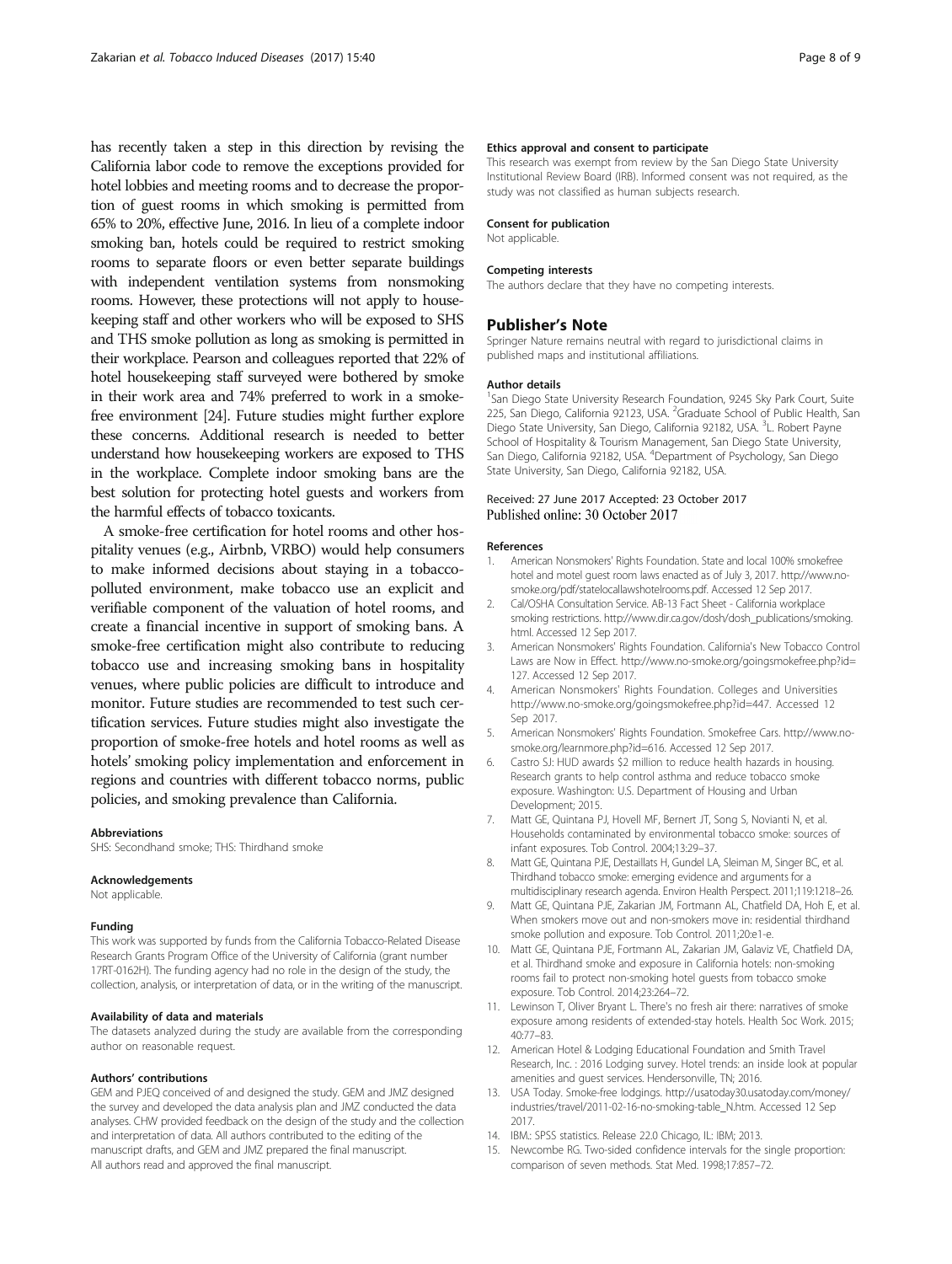has recently taken a step in this direction by revising the California labor code to remove the exceptions provided for hotel lobbies and meeting rooms and to decrease the proportion of guest rooms in which smoking is permitted from 65% to 20%, effective June, 2016. In lieu of a complete indoor smoking ban, hotels could be required to restrict smoking rooms to separate floors or even better separate buildings with independent ventilation systems from nonsmoking rooms. However, these protections will not apply to housekeeping staff and other workers who will be exposed to SHS and THS smoke pollution as long as smoking is permitted in their workplace. Pearson and colleagues reported that 22% of hotel housekeeping staff surveyed were bothered by smoke in their work area and 74% preferred to work in a smoke-free environment [24]. Future studies might further explore these concerns. Additional research is needed to better understand how housekeeping workers are exposed to THS in the workplace. Complete indoor smoking bans are the best solution for protecting hotel guests and workers from the harmful effects of tobacco toxicants.

A smoke-free certification for hotel rooms and other hospitality venues (e.g., Airbnb, VRBO) would help consumers to make informed decisions about staying in a tobacco-polluted environment, make tobacco use an explicit and verifiable component of the valuation of hotel rooms, and create a financial incentive in support of smoking bans. A smoke-free certification might also contribute to reducing tobacco use and increasing smoking bans in hospitality venues, where public policies are difficult to introduce and monitor. Future studies are recommended to test such certification services. Future studies might also investigate the proportion of smoke-free hotels and hotel rooms as well as hotels' smoking policy implementation and enforcement in regions and countries with different tobacco norms, public policies, and smoking prevalence than California.

#### Abbreviations
SHS: Secondhand smoke; THS: Thirdhand smoke

#### Acknowledgements
Not applicable.

#### Funding
This work was supported by funds from the California Tobacco-Related Disease Research Grants Program Office of the University of California (grant number 17RT-0162H). The funding agency had no role in the design of the study, the collection, analysis, or interpretation of data, or in the writing of the manuscript.

#### Availability of data and materials
The datasets analyzed during the study are available from the corresponding author on reasonable request.

#### Authors' contributions
GEM and PJEQ conceived of and designed the study. GEM and JMZ designed the survey and developed the data analysis plan and JMZ conducted the data analyses. CHW provided feedback on the design of the study and the collection and interpretation of data. All authors contributed to the editing of the manuscript drafts, and GEM and JMZ prepared the final manuscript. All authors read and approved the final manuscript.

#### Ethics approval and consent to participate
This research was exempt from review by the San Diego State University Institutional Review Board (IRB). Informed consent was not required, as the study was not classified as human subjects research.

#### Consent for publication
Not applicable.

#### Competing interests
The authors declare that they have no competing interests.

### Publisher's Note
Springer Nature remains neutral with regard to jurisdictional claims in published maps and institutional affiliations.

#### Author details
[1]San Diego State University Research Foundation, 9245 Sky Park Court, Suite 225, San Diego, California 92123, USA. [2]Graduate School of Public Health, San Diego State University, San Diego, California 92182, USA. [3]L. Robert Payne School of Hospitality & Tourism Management, San Diego State University, San Diego, California 92182, USA. [4]Department of Psychology, San Diego State University, San Diego, California 92182, USA.

Received: 27 June 2017 Accepted: 23 October 2017
Published online: 30 October 2017

#### References
1. American Nonsmokers' Rights Foundation. State and local 100% smokefree hotel and motel guest room laws enacted as of July 3, 2017. http://www.no-smoke.org/pdf/statelocallawshotelrooms.pdf. Accessed 12 Sep 2017.
2. Cal/OSHA Consultation Service. AB-13 Fact Sheet - California workplace smoking restrictions. http://www.dir.ca.gov/dosh/dosh_publications/smoking.html. Accessed 12 Sep 2017.
3. American Nonsmokers' Rights Foundation. California's New Tobacco Control Laws are Now in Effect. http://www.no-smoke.org/goingsmokefree.php?id=127. Accessed 12 Sep 2017.
4. American Nonsmokers' Rights Foundation. Colleges and Universities http://www.no-smoke.org/goingsmokefree.php?id=447. Accessed 12 Sep 2017.
5. American Nonsmokers' Rights Foundation. Smokefree Cars. http://www.no-smoke.org/learnmore.php?id=616. Accessed 12 Sep 2017.
6. Castro SJ: HUD awards $2 million to reduce health hazards in housing. Research grants to help control asthma and reduce tobacco smoke exposure. Washington: U.S. Department of Housing and Urban Development; 2015.
7. Matt GE, Quintana PJ, Hovell MF, Bernert JT, Song S, Novianti N, et al. Households contaminated by environmental tobacco smoke: sources of infant exposures. Tob Control. 2004;13:29–37.
8. Matt GE, Quintana PJE, Destaillats H, Gundel LA, Sleiman M, Singer BC, et al. Thirdhand tobacco smoke: emerging evidence and arguments for a multidisciplinary research agenda. Environ Health Perspect. 2011;119:1218–26.
9. Matt GE, Quintana PJE, Zakarian JM, Fortmann AL, Chatfield DA, Hoh E, et al. When smokers move out and non-smokers move in: residential thirdhand smoke pollution and exposure. Tob Control. 2011;20:e1-e.
10. Matt GE, Quintana PJE, Fortmann AL, Zakarian JM, Galaviz VE, Chatfield DA, et al. Thirdhand smoke and exposure in California hotels: non-smoking rooms fail to protect non-smoking hotel guests from tobacco smoke exposure. Tob Control. 2014;23:264–72.
11. Lewinson T, Oliver Bryant L. There's no fresh air there: narratives of smoke exposure among residents of extended-stay hotels. Health Soc Work. 2015;40:77–83.
12. American Hotel & Lodging Educational Foundation and Smith Travel Research, Inc. : 2016 Lodging survey. Hotel trends: an inside look at popular amenities and guest services. Hendersonville, TN; 2016.
13. USA Today. Smoke-free lodgings. http://usatoday30.usatoday.com/money/industries/travel/2011-02-16-no-smoking-table_N.htm. Accessed 12 Sep 2017.
14. IBM.: SPSS statistics. Release 22.0 Chicago, IL: IBM; 2013.
15. Newcombe RG. Two-sided confidence intervals for the single proportion: comparison of seven methods. Stat Med. 1998;17:857–72.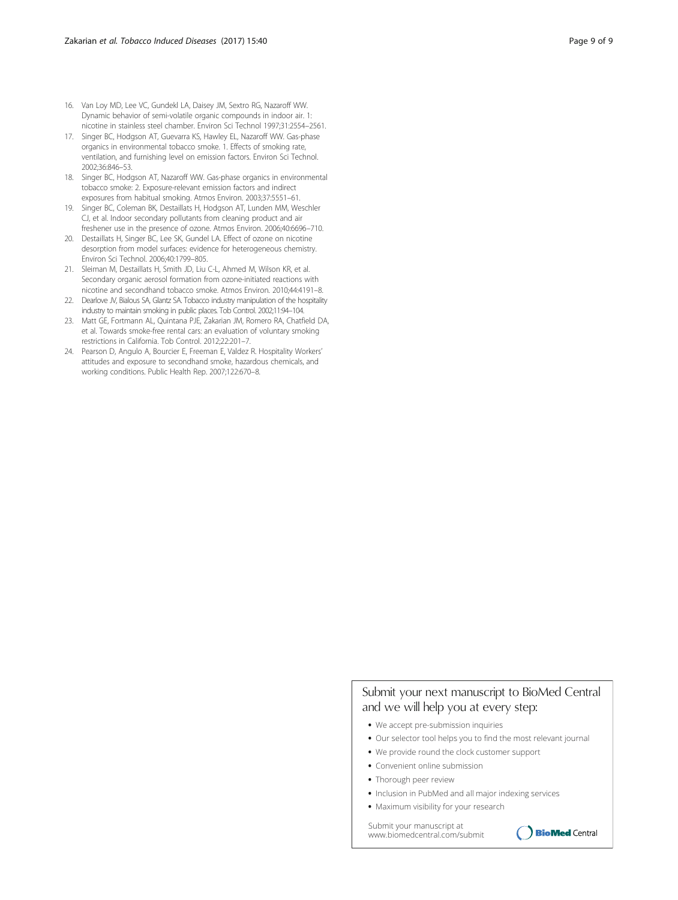16. Van Loy MD, Lee VC, Gundekl LA, Daisey JM, Sextro RG, Nazaroff WW. Dynamic behavior of semi-volatile organic compounds in indoor air. 1: nicotine in stainless steel chamber. Environ Sci Technol 1997;31:2554–2561.
17. Singer BC, Hodgson AT, Guevarra KS, Hawley EL, Nazaroff WW. Gas-phase organics in environmental tobacco smoke. 1. Effects of smoking rate, ventilation, and furnishing level on emission factors. Environ Sci Technol. 2002;36:846–53.
18. Singer BC, Hodgson AT, Nazaroff WW. Gas-phase organics in environmental tobacco smoke: 2. Exposure-relevant emission factors and indirect exposures from habitual smoking. Atmos Environ. 2003;37:5551–61.
19. Singer BC, Coleman BK, Destaillats H, Hodgson AT, Lunden MM, Weschler CJ, et al. Indoor secondary pollutants from cleaning product and air freshener use in the presence of ozone. Atmos Environ. 2006;40:6696–710.
20. Destaillats H, Singer BC, Lee SK, Gundel LA. Effect of ozone on nicotine desorption from model surfaces: evidence for heterogeneous chemistry. Environ Sci Technol. 2006;40:1799–805.
21. Sleiman M, Destaillats H, Smith JD, Liu C-L, Ahmed M, Wilson KR, et al. Secondary organic aerosol formation from ozone-initiated reactions with nicotine and secondhand tobacco smoke. Atmos Environ. 2010;44:4191–8.
22. Dearlove JV, Bialous SA, Glantz SA. Tobacco industry manipulation of the hospitality industry to maintain smoking in public places. Tob Control. 2002;11:94–104.
23. Matt GE, Fortmann AL, Quintana PJE, Zakarian JM, Romero RA, Chatfield DA, et al. Towards smoke-free rental cars: an evaluation of voluntary smoking restrictions in California. Tob Control. 2012;22:201–7.
24. Pearson D, Angulo A, Bourcier E, Freeman E, Valdez R. Hospitality Workers' attitudes and exposure to secondhand smoke, hazardous chemicals, and working conditions. Public Health Rep. 2007;122:670–8.

Submit your next manuscript to BioMed Central and we will help you at every step:

- We accept pre-submission inquiries
- Our selector tool helps you to find the most relevant journal
- We provide round the clock customer support
- Convenient online submission
- Thorough peer review
- Inclusion in PubMed and all major indexing services
- Maximum visibility for your research

Submit your manuscript at
www.biomedcentral.com/submit

BioMed Central